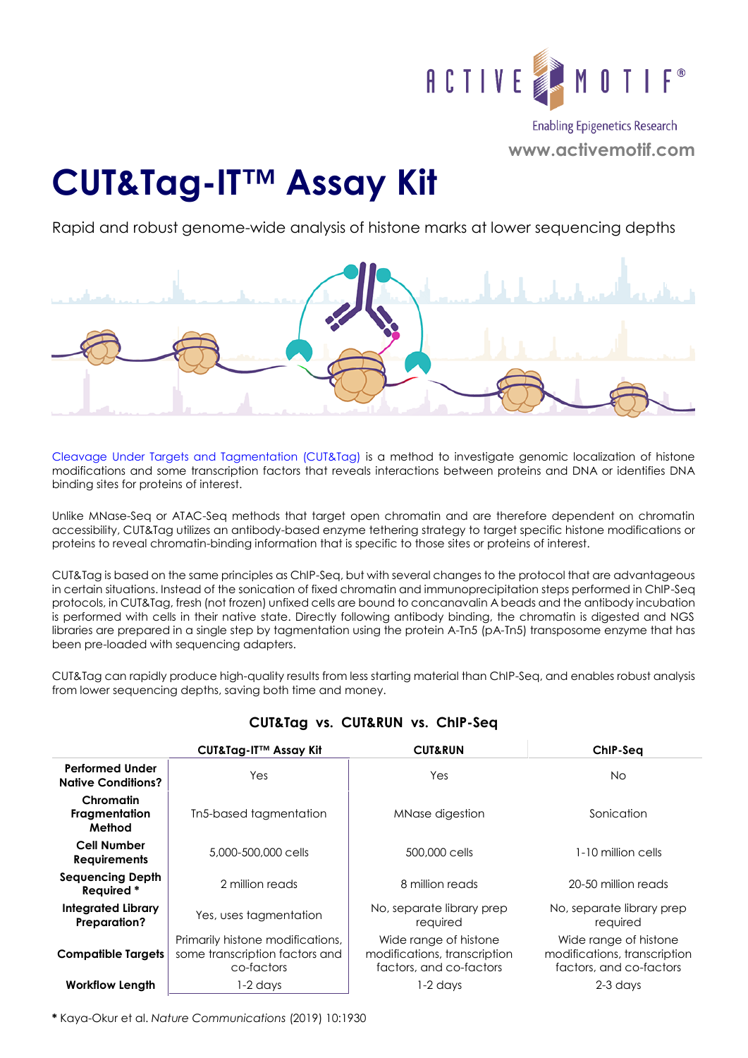ACTIVE MOTIF®

Enabling Epigenetics Research

www.activemotif.com

# CUT&Tag-IT™ Assay Kit

Rapid and robust genome-wide analysis of histone marks at lower sequencing depths

Cleavage Under Targets and Tagmentation (CUT&Tag) is a method to investigate genomic localization of histone modifications and some transcription factors that reveals interactions between proteins and DNA or identifies DNA binding sites for proteins of interest.

Unlike MNase-Seq or ATAC-Seq methods that target open chromatin and are therefore dependent on chromatin accessibility, CUT&Tag utilizes an antibody-based enzyme tethering strategy to target specific histone modifications or proteins to reveal chromatin-binding information that is specific to those sites or proteins of interest.

CUT&Tag is based on the same principles as ChIP-Seq, but with several changes to the protocol that are advantageous in certain situations. Instead of the sonication of fixed chromatin and immunoprecipitation steps performed in ChIP-Seq protocols, in CUT&Tag, fresh (not frozen) unfixed cells are bound to concanavalin A beads and the antibody incubation is performed with cells in their native state. Directly following antibody binding, the chromatin is digested and NGS libraries are prepared in a single step by tagmentation using the protein A-Tn5 (pA-Tn5) transposome enzyme that has been pre-loaded with sequencing adapters.

CUT&Tag can rapidly produce high-quality results from less starting material than ChIP-Seq, and enables robust analysis from lower sequencing depths, saving both time and money.

## CUT&Tag vs. CUT&RUN vs. ChIP-Seq

| | CUT&Tag-IT™ Assay Kit | CUT&RUN | ChIP-Seq |
|---|---|---|---|
| **Performed Under Native Conditions?** | Yes | Yes | No |
| **Chromatin Fragmentation Method** | Tn5-based tagmentation | MNase digestion | Sonication |
| **Cell Number Requirements** | 5,000-500,000 cells | 500,000 cells | 1-10 million cells |
| **Sequencing Depth Required *** | 2 million reads | 8 million reads | 20-50 million reads |
| **Integrated Library Preparation?** | Yes, uses tagmentation | No, separate library prep required | No, separate library prep required |
| **Compatible Targets** | Primarily histone modifications, some transcription factors and co-factors | Wide range of histone modifications, transcription factors, and co-factors | Wide range of histone modifications, transcription factors, and co-factors |
| **Workflow Length** | 1-2 days | 1-2 days | 2-3 days |

**\*** Kaya-Okur et al. *Nature Communications* (2019) 10:1930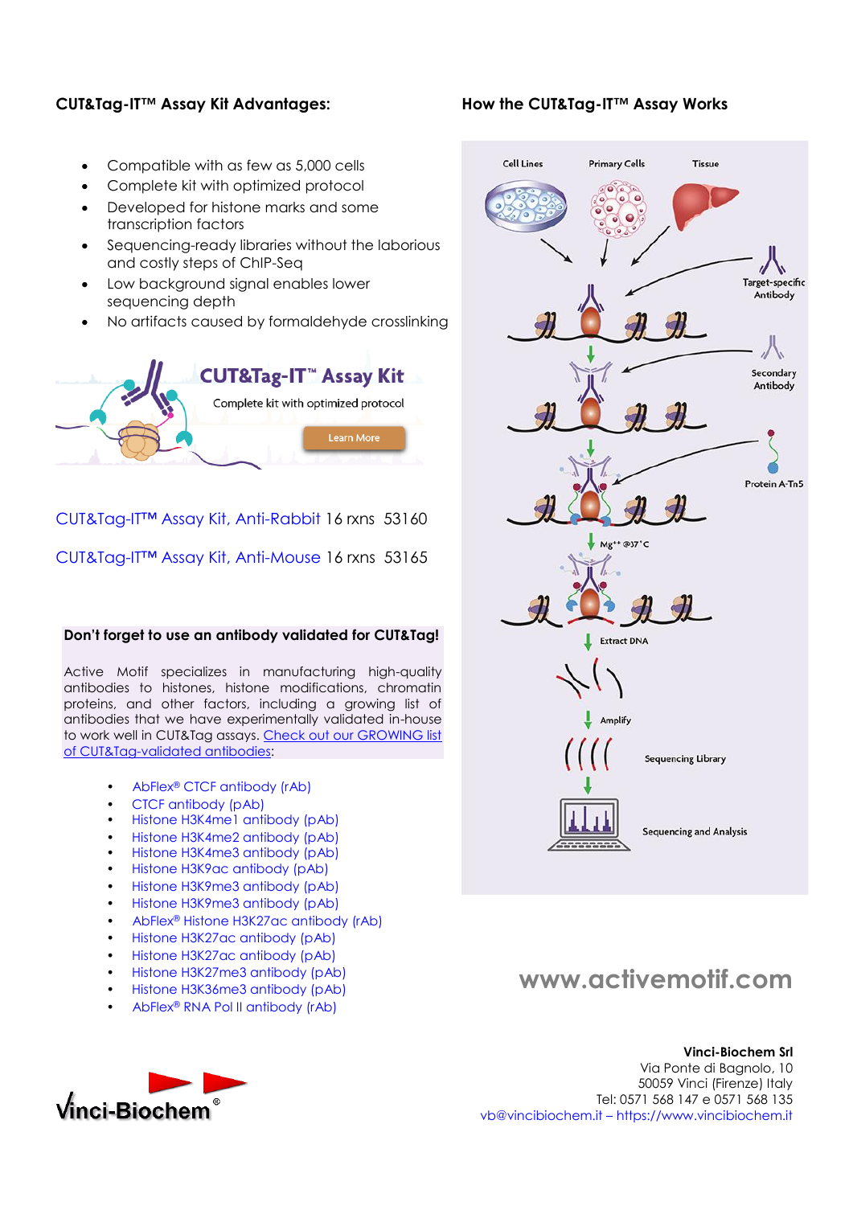## CUT&Tag-IT™ Assay Kit Advantages:

- Compatible with as few as 5,000 cells
- Complete kit with optimized protocol
- Developed for histone marks and some transcription factors
- Sequencing-ready libraries without the laborious and costly steps of ChIP-Seq
- Low background signal enables lower sequencing depth
- No artifacts caused by formaldehyde crosslinking

CUT&Tag-IT™ Assay Kit

Complete kit with optimized protocol

Learn More

CUT&Tag-IT™ Assay Kit, Anti-Rabbit 16 rxns 53160

CUT&Tag-IT™ Assay Kit, Anti-Mouse 16 rxns 53165

### Don't forget to use an antibody validated for CUT&Tag!

Active Motif specializes in manufacturing high-quality antibodies to histones, histone modifications, chromatin proteins, and other factors, including a growing list of antibodies that we have experimentally validated in-house to work well in CUT&Tag assays. Check out our GROWING list of CUT&Tag-validated antibodies:

- AbFlex® CTCF antibody (rAb)
- CTCF antibody (pAb)
- Histone H3K4me1 antibody (pAb)
- Histone H3K4me2 antibody (pAb)
- Histone H3K4me3 antibody (pAb)
- Histone H3K9ac antibody (pAb)
- Histone H3K9me3 antibody (pAb)
- Histone H3K9me3 antibody (pAb)
- AbFlex® Histone H3K27ac antibody (rAb)
- Histone H3K27ac antibody (pAb)
- Histone H3K27ac antibody (pAb)
- Histone H3K27me3 antibody (pAb)
- Histone H3K36me3 antibody (pAb)
- AbFlex® RNA Pol II antibody (rAb)

## How the CUT&Tag-IT™ Assay Works

Cell Lines
Primary Cells
Tissue
Target-specific Antibody
Secondary Antibody
Protein A-Tn5
$Mg^{++}$ @37°C
Extract DNA
Amplify
Sequencing Library
Sequencing and Analysis

www.activemotif.com

Vinci-Biochem®

**Vinci-Biochem Srl**
Via Ponte di Bagnolo, 10
50059 Vinci (Firenze) Italy
Tel: 0571 568 147 e 0571 568 135
vb@vincibiochem.it – https://www.vincibiochem.it